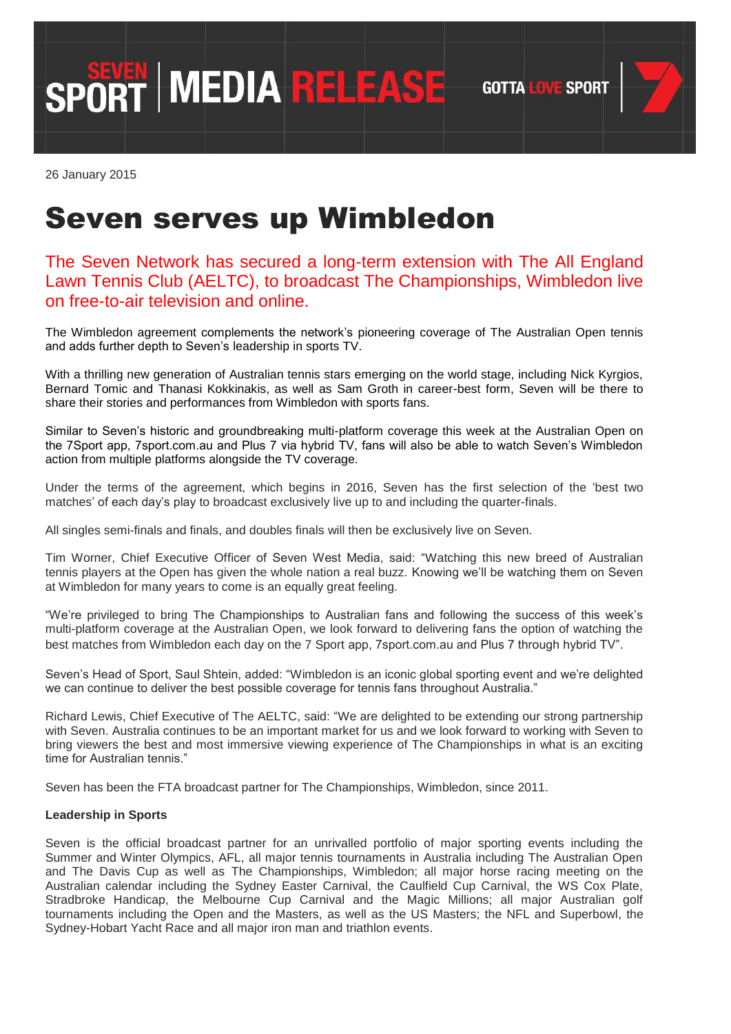SEVEN SPORT | MEDIA RELEASE GOTTA LOVE SPORT

26 January 2015

# Seven serves up Wimbledon

## The Seven Network has secured a long-term extension with The All England Lawn Tennis Club (AELTC), to broadcast The Championships, Wimbledon live on free-to-air television and online.

The Wimbledon agreement complements the network's pioneering coverage of The Australian Open tennis and adds further depth to Seven's leadership in sports TV.

With a thrilling new generation of Australian tennis stars emerging on the world stage, including Nick Kyrgios, Bernard Tomic and Thanasi Kokkinakis, as well as Sam Groth in career-best form, Seven will be there to share their stories and performances from Wimbledon with sports fans.

Similar to Seven's historic and groundbreaking multi-platform coverage this week at the Australian Open on the 7Sport app, 7sport.com.au and Plus 7 via hybrid TV, fans will also be able to watch Seven's Wimbledon action from multiple platforms alongside the TV coverage.

Under the terms of the agreement, which begins in 2016, Seven has the first selection of the 'best two matches' of each day's play to broadcast exclusively live up to and including the quarter-finals.

All singles semi-finals and finals, and doubles finals will then be exclusively live on Seven.

Tim Worner, Chief Executive Officer of Seven West Media, said: "Watching this new breed of Australian tennis players at the Open has given the whole nation a real buzz. Knowing we'll be watching them on Seven at Wimbledon for many years to come is an equally great feeling.

"We're privileged to bring The Championships to Australian fans and following the success of this week's multi-platform coverage at the Australian Open, we look forward to delivering fans the option of watching the best matches from Wimbledon each day on the 7 Sport app, 7sport.com.au and Plus 7 through hybrid TV".

Seven's Head of Sport, Saul Shtein, added: "Wimbledon is an iconic global sporting event and we're delighted we can continue to deliver the best possible coverage for tennis fans throughout Australia."

Richard Lewis, Chief Executive of The AELTC, said: "We are delighted to be extending our strong partnership with Seven. Australia continues to be an important market for us and we look forward to working with Seven to bring viewers the best and most immersive viewing experience of The Championships in what is an exciting time for Australian tennis."

Seven has been the FTA broadcast partner for The Championships, Wimbledon, since 2011.

**Leadership in Sports**

Seven is the official broadcast partner for an unrivalled portfolio of major sporting events including the Summer and Winter Olympics, AFL, all major tennis tournaments in Australia including The Australian Open and The Davis Cup as well as The Championships, Wimbledon; all major horse racing meeting on the Australian calendar including the Sydney Easter Carnival, the Caulfield Cup Carnival, the WS Cox Plate, Stradbroke Handicap, the Melbourne Cup Carnival and the Magic Millions; all major Australian golf tournaments including the Open and the Masters, as well as the US Masters; the NFL and Superbowl, the Sydney-Hobart Yacht Race and all major iron man and triathlon events.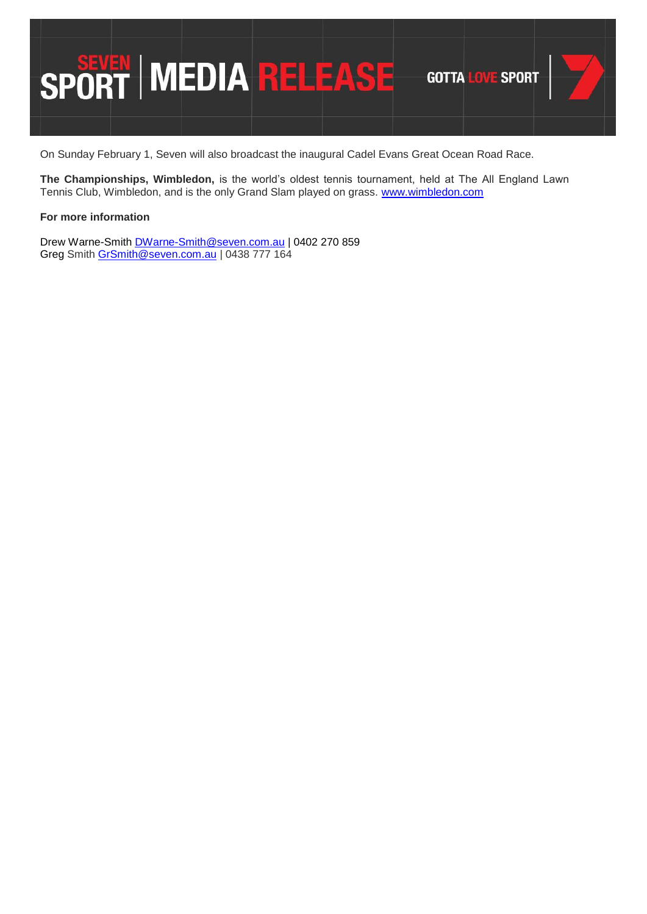On Sunday February 1, Seven will also broadcast the inaugural Cadel Evans Great Ocean Road Race.

**The Championships, Wimbledon,** is the world's oldest tennis tournament, held at The All England Lawn Tennis Club, Wimbledon, and is the only Grand Slam played on grass. www.wimbledon.com

**For more information**

Drew Warne-Smith DWarne-Smith@seven.com.au | 0402 270 859
Greg Smith GrSmith@seven.com.au | 0438 777 164